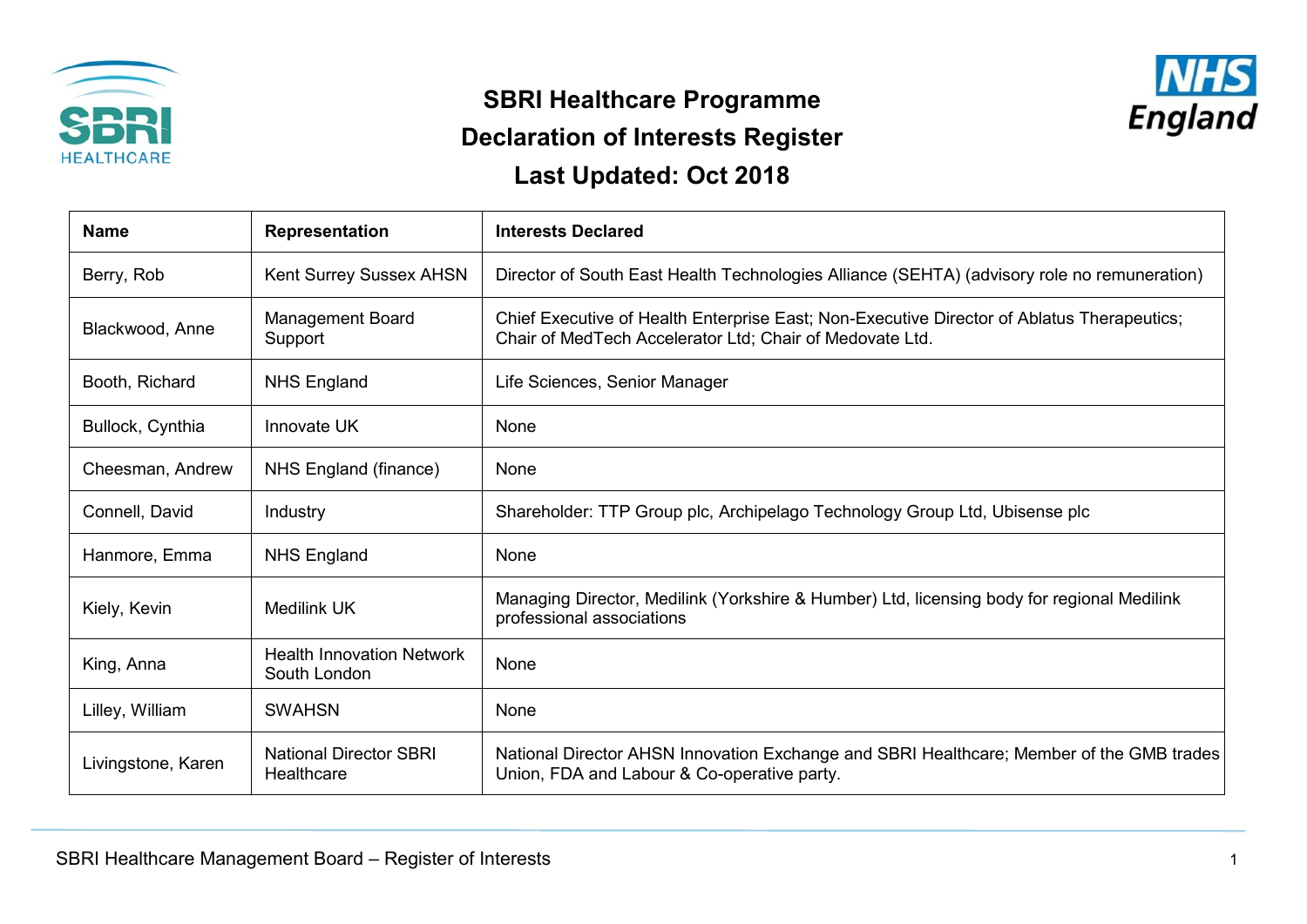# SBRI Healthcare Programme

## Declaration of Interests Register

## Last Updated: Oct 2018

| Name | Representation | Interests Declared |
|---|---|---|
| Berry, Rob | Kent Surrey Sussex AHSN | Director of South East Health Technologies Alliance (SEHTA) (advisory role no remuneration) |
| Blackwood, Anne | Management Board Support | Chief Executive of Health Enterprise East; Non-Executive Director of Ablatus Therapeutics; Chair of MedTech Accelerator Ltd; Chair of Medovate Ltd. |
| Booth, Richard | NHS England | Life Sciences, Senior Manager |
| Bullock, Cynthia | Innovate UK | None |
| Cheesman, Andrew | NHS England (finance) | None |
| Connell, David | Industry | Shareholder: TTP Group plc, Archipelago Technology Group Ltd, Ubisense plc |
| Hanmore, Emma | NHS England | None |
| Kiely, Kevin | Medilink UK | Managing Director, Medilink (Yorkshire & Humber) Ltd, licensing body for regional Medilink professional associations |
| King, Anna | Health Innovation Network South London | None |
| Lilley, William | SWAHSN | None |
| Livingstone, Karen | National Director SBRI Healthcare | National Director AHSN Innovation Exchange and SBRI Healthcare; Member of the GMB trades Union, FDA and Labour & Co-operative party. |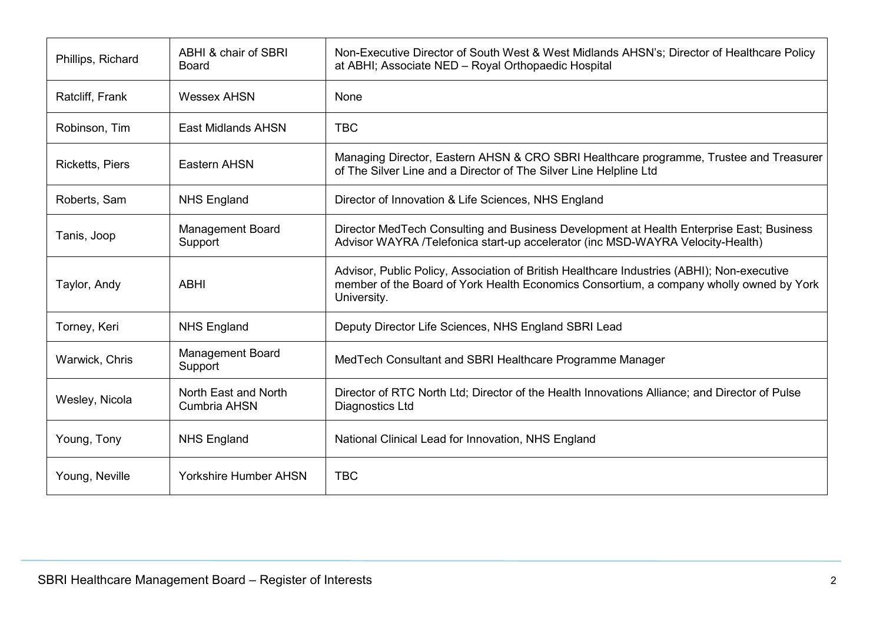| | | |
|---|---|---|
| Phillips, Richard | ABHI & chair of SBRI Board | Non-Executive Director of South West & West Midlands AHSN's; Director of Healthcare Policy at ABHI; Associate NED – Royal Orthopaedic Hospital |
| Ratcliff, Frank | Wessex AHSN | None |
| Robinson, Tim | East Midlands AHSN | TBC |
| Ricketts, Piers | Eastern AHSN | Managing Director, Eastern AHSN & CRO SBRI Healthcare programme, Trustee and Treasurer of The Silver Line and a Director of The Silver Line Helpline Ltd |
| Roberts, Sam | NHS England | Director of Innovation & Life Sciences, NHS England |
| Tanis, Joop | Management Board Support | Director MedTech Consulting and Business Development at Health Enterprise East; Business Advisor WAYRA /Telefonica start-up accelerator (inc MSD-WAYRA Velocity-Health) |
| Taylor, Andy | ABHI | Advisor, Public Policy, Association of British Healthcare Industries (ABHI); Non-executive member of the Board of York Health Economics Consortium, a company wholly owned by York University. |
| Torney, Keri | NHS England | Deputy Director Life Sciences, NHS England SBRI Lead |
| Warwick, Chris | Management Board Support | MedTech Consultant and SBRI Healthcare Programme Manager |
| Wesley, Nicola | North East and North Cumbria AHSN | Director of RTC North Ltd; Director of the Health Innovations Alliance; and Director of Pulse Diagnostics Ltd |
| Young, Tony | NHS England | National Clinical Lead for Innovation, NHS England |
| Young, Neville | Yorkshire Humber AHSN | TBC |